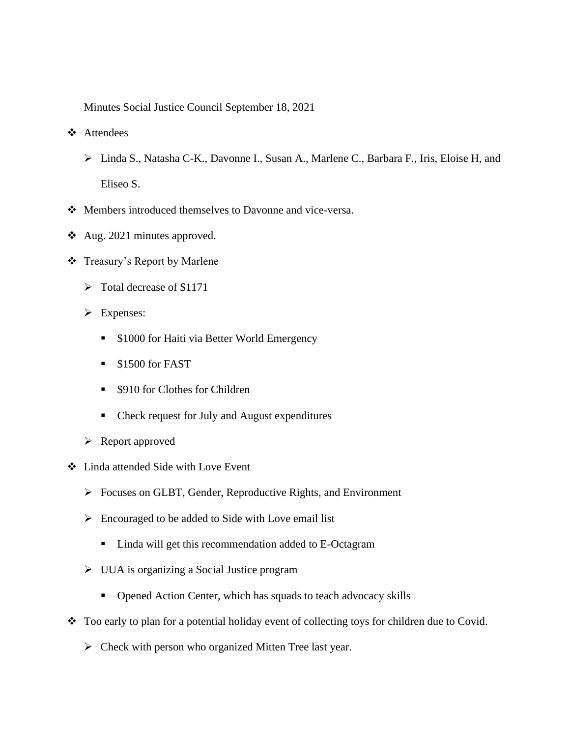Minutes Social Justice Council September 18, 2021

- Attendees
  - Linda S., Natasha C-K., Davonne I., Susan A., Marlene C., Barbara F., Iris, Eloise H, and Eliseo S.
- Members introduced themselves to Davonne and vice-versa.
- Aug. 2021 minutes approved.
- Treasury's Report by Marlene
  - Total decrease of $1171
  - Expenses:
    - $1000 for Haiti via Better World Emergency
    - $1500 for FAST
    - $910 for Clothes for Children
    - Check request for July and August expenditures
  - Report approved
- Linda attended Side with Love Event
  - Focuses on GLBT, Gender, Reproductive Rights, and Environment
  - Encouraged to be added to Side with Love email list
    - Linda will get this recommendation added to E-Octagram
  - UUA is organizing a Social Justice program
    - Opened Action Center, which has squads to teach advocacy skills
- Too early to plan for a potential holiday event of collecting toys for children due to Covid.
  - Check with person who organized Mitten Tree last year.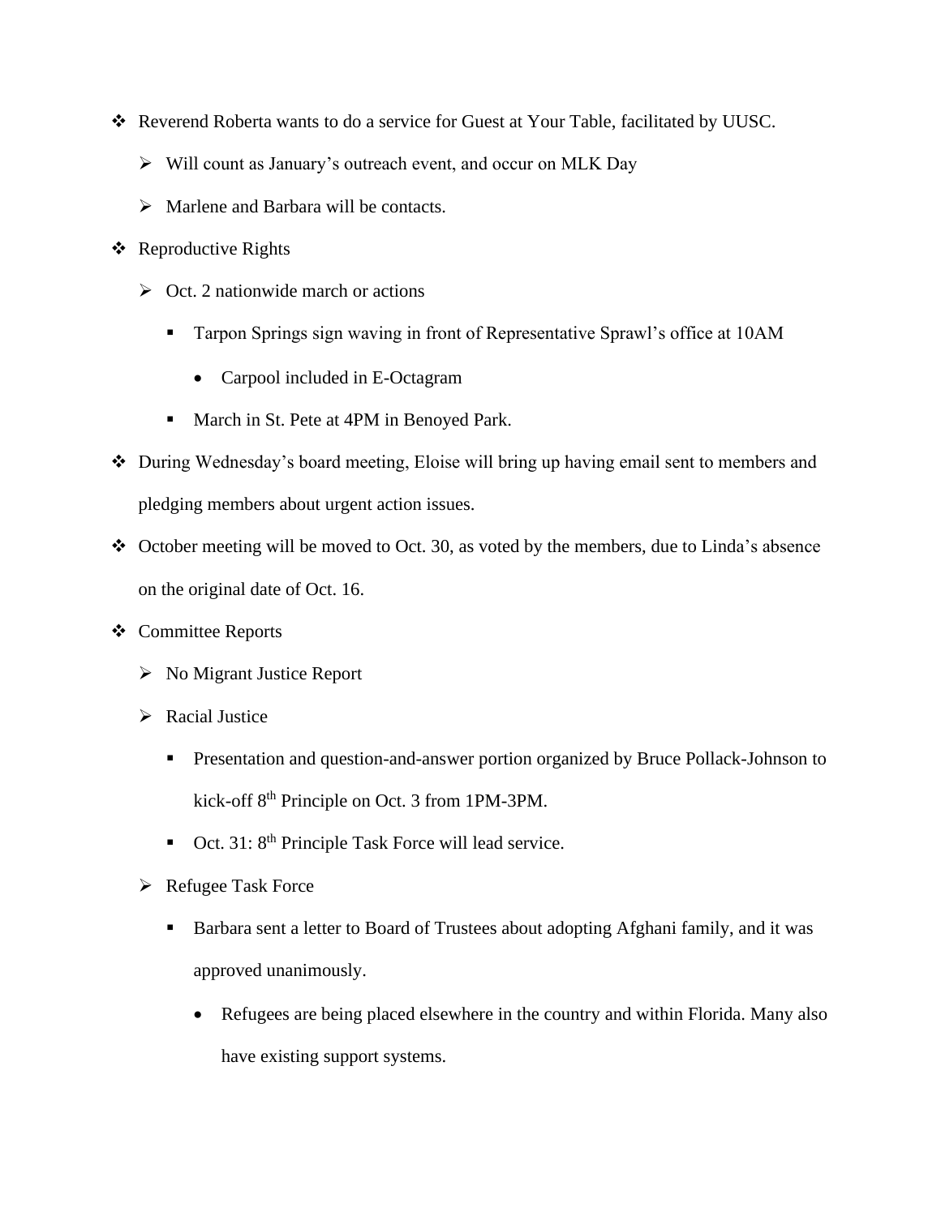- Reverend Roberta wants to do a service for Guest at Your Table, facilitated by UUSC.
  - Will count as January's outreach event, and occur on MLK Day
  - Marlene and Barbara will be contacts.
- Reproductive Rights
  - Oct. 2 nationwide march or actions
    - Tarpon Springs sign waving in front of Representative Sprawl's office at 10AM
      - Carpool included in E-Octagram
    - March in St. Pete at 4PM in Benoyed Park.
- During Wednesday's board meeting, Eloise will bring up having email sent to members and pledging members about urgent action issues.
- October meeting will be moved to Oct. 30, as voted by the members, due to Linda's absence on the original date of Oct. 16.
- Committee Reports
  - No Migrant Justice Report
  - Racial Justice
    - Presentation and question-and-answer portion organized by Bruce Pollack-Johnson to kick-off 8th Principle on Oct. 3 from 1PM-3PM.
    - Oct. 31: 8th Principle Task Force will lead service.
  - Refugee Task Force
    - Barbara sent a letter to Board of Trustees about adopting Afghani family, and it was approved unanimously.
      - Refugees are being placed elsewhere in the country and within Florida. Many also have existing support systems.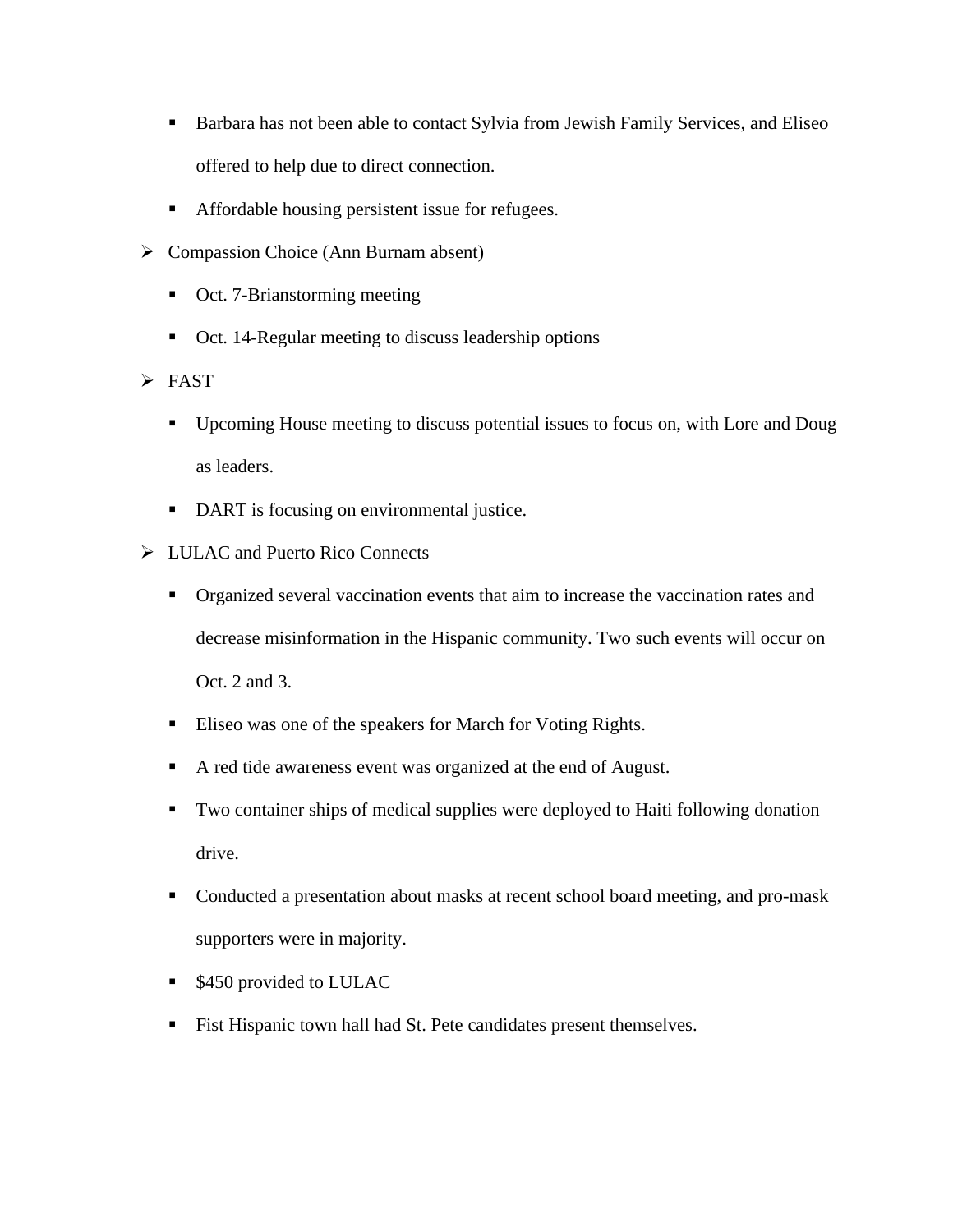- Barbara has not been able to contact Sylvia from Jewish Family Services, and Eliseo offered to help due to direct connection.
- Affordable housing persistent issue for refugees.

- Compassion Choice (Ann Burnam absent)
  - Oct. 7-Brianstorming meeting
  - Oct. 14-Regular meeting to discuss leadership options
- FAST
  - Upcoming House meeting to discuss potential issues to focus on, with Lore and Doug as leaders.
  - DART is focusing on environmental justice.
- LULAC and Puerto Rico Connects
  - Organized several vaccination events that aim to increase the vaccination rates and decrease misinformation in the Hispanic community. Two such events will occur on Oct. 2 and 3.
  - Eliseo was one of the speakers for March for Voting Rights.
  - A red tide awareness event was organized at the end of August.
  - Two container ships of medical supplies were deployed to Haiti following donation drive.
  - Conducted a presentation about masks at recent school board meeting, and pro-mask supporters were in majority.
  - $450 provided to LULAC
  - Fist Hispanic town hall had St. Pete candidates present themselves.